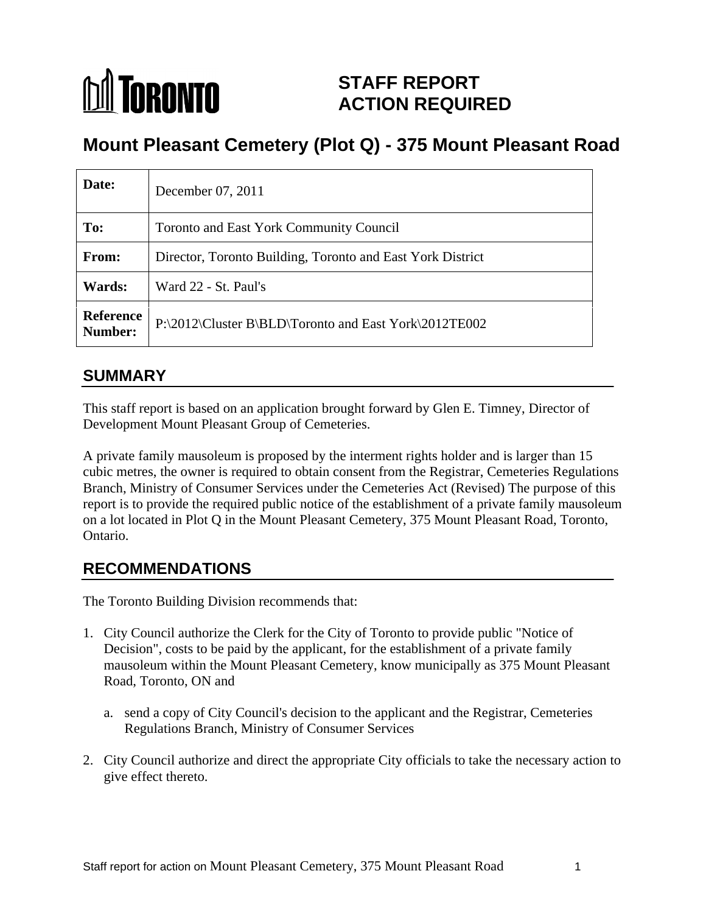# TORONTO

# STAFF REPORT ACTION REQUIRED

## Mount Pleasant Cemetery (Plot Q) - 375 Mount Pleasant Road

| | |
|---|---|
| **Date:** | December 07, 2011 |
| **To:** | Toronto and East York Community Council |
| **From:** | Director, Toronto Building, Toronto and East York District |
| **Wards:** | Ward 22 - St. Paul's |
| **Reference Number:** | P:\2012\Cluster B\BLD\Toronto and East York\2012TE002 |

## SUMMARY

This staff report is based on an application brought forward by Glen E. Timney, Director of Development Mount Pleasant Group of Cemeteries.

A private family mausoleum is proposed by the interment rights holder and is larger than 15 cubic metres, the owner is required to obtain consent from the Registrar, Cemeteries Regulations Branch, Ministry of Consumer Services under the Cemeteries Act (Revised) The purpose of this report is to provide the required public notice of the establishment of a private family mausoleum on a lot located in Plot Q in the Mount Pleasant Cemetery, 375 Mount Pleasant Road, Toronto, Ontario.

## RECOMMENDATIONS

The Toronto Building Division recommends that:

1. City Council authorize the Clerk for the City of Toronto to provide public "Notice of Decision", costs to be paid by the applicant, for the establishment of a private family mausoleum within the Mount Pleasant Cemetery, know municipally as 375 Mount Pleasant Road, Toronto, ON and

   a. send a copy of City Council's decision to the applicant and the Registrar, Cemeteries Regulations Branch, Ministry of Consumer Services

2. City Council authorize and direct the appropriate City officials to take the necessary action to give effect thereto.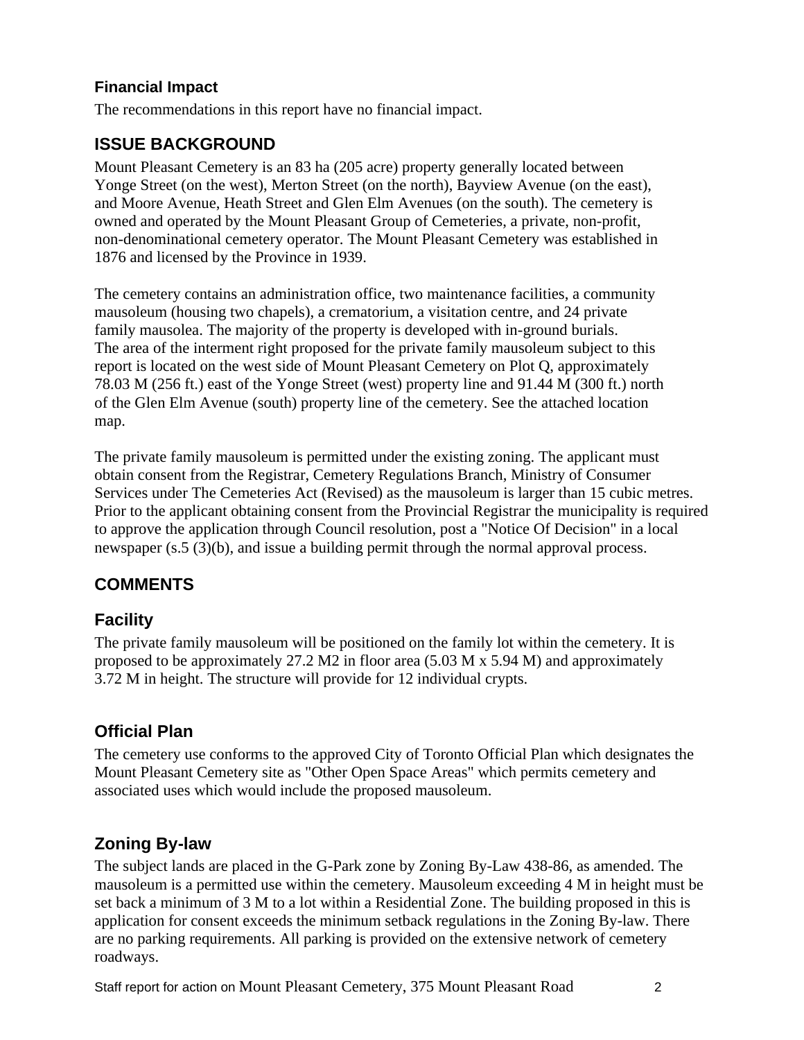### Financial Impact

The recommendations in this report have no financial impact.

## ISSUE BACKGROUND

Mount Pleasant Cemetery is an 83 ha (205 acre) property generally located between Yonge Street (on the west), Merton Street (on the north), Bayview Avenue (on the east), and Moore Avenue, Heath Street and Glen Elm Avenues (on the south). The cemetery is owned and operated by the Mount Pleasant Group of Cemeteries, a private, non-profit, non-denominational cemetery operator. The Mount Pleasant Cemetery was established in 1876 and licensed by the Province in 1939.

The cemetery contains an administration office, two maintenance facilities, a community mausoleum (housing two chapels), a crematorium, a visitation centre, and 24 private family mausolea. The majority of the property is developed with in-ground burials. The area of the interment right proposed for the private family mausoleum subject to this report is located on the west side of Mount Pleasant Cemetery on Plot Q, approximately 78.03 M (256 ft.) east of the Yonge Street (west) property line and 91.44 M (300 ft.) north of the Glen Elm Avenue (south) property line of the cemetery. See the attached location map.

The private family mausoleum is permitted under the existing zoning. The applicant must obtain consent from the Registrar, Cemetery Regulations Branch, Ministry of Consumer Services under The Cemeteries Act (Revised) as the mausoleum is larger than 15 cubic metres. Prior to the applicant obtaining consent from the Provincial Registrar the municipality is required to approve the application through Council resolution, post a "Notice Of Decision" in a local newspaper (s.5 (3)(b), and issue a building permit through the normal approval process.

## COMMENTS

### Facility

The private family mausoleum will be positioned on the family lot within the cemetery. It is proposed to be approximately 27.2 M2 in floor area (5.03 M x 5.94 M) and approximately 3.72 M in height. The structure will provide for 12 individual crypts.

### Official Plan

The cemetery use conforms to the approved City of Toronto Official Plan which designates the Mount Pleasant Cemetery site as "Other Open Space Areas" which permits cemetery and associated uses which would include the proposed mausoleum.

### Zoning By-law

The subject lands are placed in the G-Park zone by Zoning By-Law 438-86, as amended. The mausoleum is a permitted use within the cemetery. Mausoleum exceeding 4 M in height must be set back a minimum of 3 M to a lot within a Residential Zone. The building proposed in this is application for consent exceeds the minimum setback regulations in the Zoning By-law. There are no parking requirements. All parking is provided on the extensive network of cemetery roadways.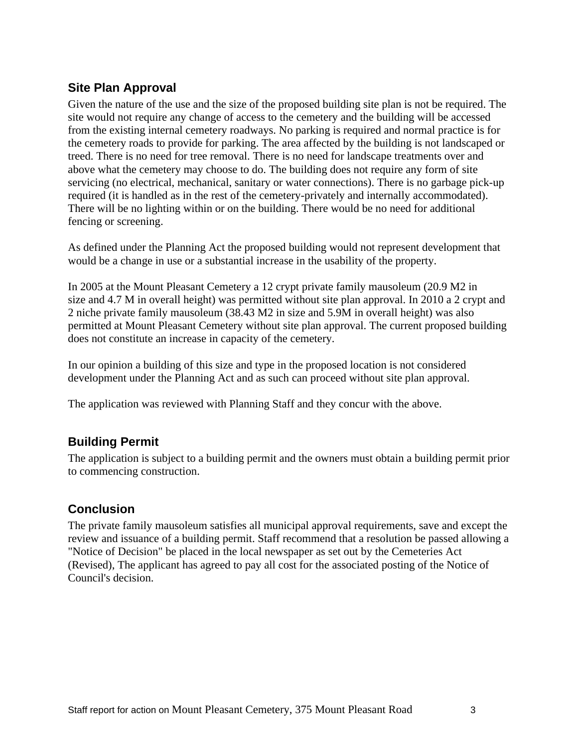## Site Plan Approval

Given the nature of the use and the size of the proposed building site plan is not be required. The site would not require any change of access to the cemetery and the building will be accessed from the existing internal cemetery roadways. No parking is required and normal practice is for the cemetery roads to provide for parking. The area affected by the building is not landscaped or treed. There is no need for tree removal. There is no need for landscape treatments over and above what the cemetery may choose to do. The building does not require any form of site servicing (no electrical, mechanical, sanitary or water connections). There is no garbage pick-up required (it is handled as in the rest of the cemetery-privately and internally accommodated). There will be no lighting within or on the building. There would be no need for additional fencing or screening.

As defined under the Planning Act the proposed building would not represent development that would be a change in use or a substantial increase in the usability of the property.

In 2005 at the Mount Pleasant Cemetery a 12 crypt private family mausoleum (20.9 M2 in size and 4.7 M in overall height) was permitted without site plan approval. In 2010 a 2 crypt and 2 niche private family mausoleum (38.43 M2 in size and 5.9M in overall height) was also permitted at Mount Pleasant Cemetery without site plan approval. The current proposed building does not constitute an increase in capacity of the cemetery.

In our opinion a building of this size and type in the proposed location is not considered development under the Planning Act and as such can proceed without site plan approval.

The application was reviewed with Planning Staff and they concur with the above.

## Building Permit

The application is subject to a building permit and the owners must obtain a building permit prior to commencing construction.

## Conclusion

The private family mausoleum satisfies all municipal approval requirements, save and except the review and issuance of a building permit. Staff recommend that a resolution be passed allowing a "Notice of Decision" be placed in the local newspaper as set out by the Cemeteries Act (Revised), The applicant has agreed to pay all cost for the associated posting of the Notice of Council's decision.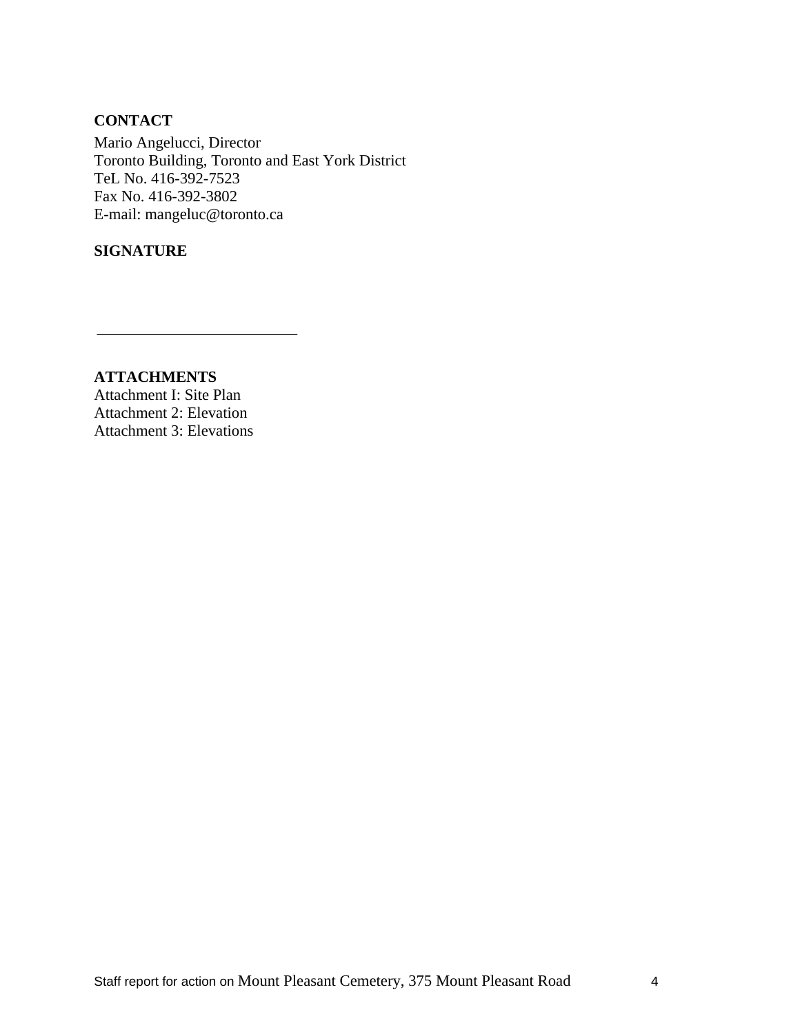**CONTACT**

Mario Angelucci, Director
Toronto Building, Toronto and East York District
TeL No. 416-392-7523
Fax No. 416-392-3802
E-mail: mangeluc@toronto.ca

**SIGNATURE**

_______________________________

**ATTACHMENTS**

Attachment I: Site Plan
Attachment 2: Elevation
Attachment 3: Elevations